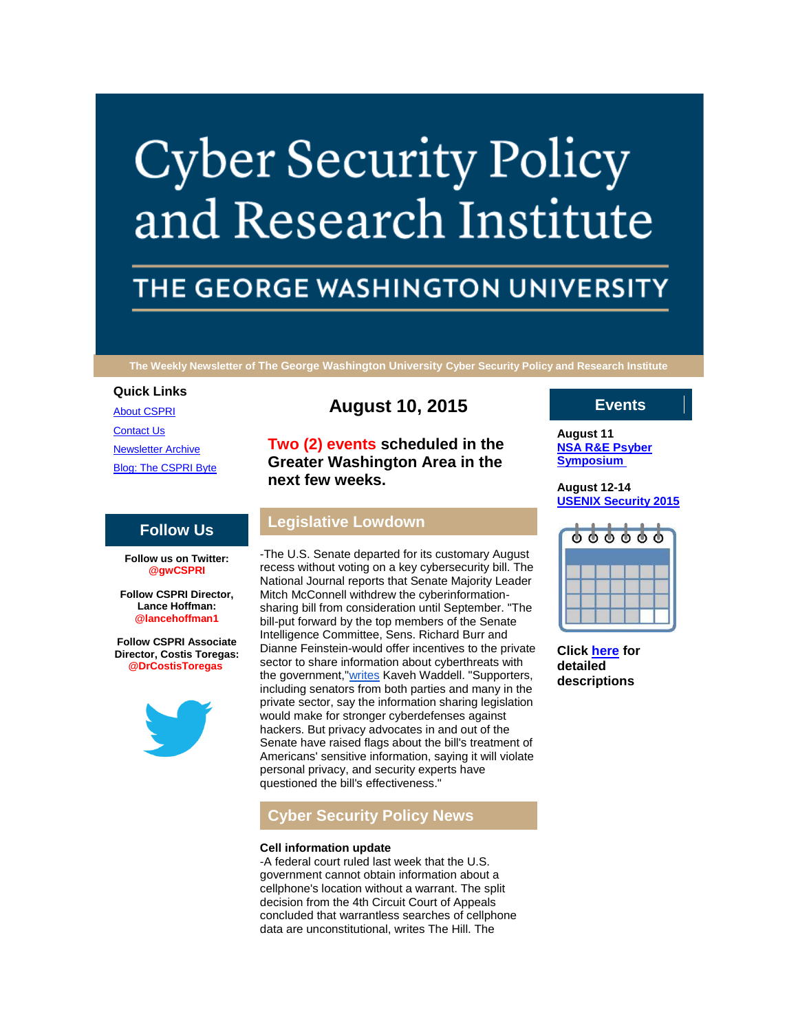# Cyber Security Policy and Research Institute

## THE GEORGE WASHINGTON UNIVERSITY

**The Weekly Newsletter of The George Washington University Cyber Security Policy and Research Institute**

### Quick Links

About CSPRI

Contact Us

Newsletter Archive

Blog: The CSPRI Byte

### Follow Us

**Follow us on Twitter: @gwCSPRI**

**Follow CSPRI Director, Lance Hoffman: @lancehoffman1**

**Follow CSPRI Associate Director, Costis Toregas: @DrCostisToregas**

## August 10, 2015

**Two (2) events scheduled in the Greater Washington Area in the next few weeks.**

## Legislative Lowdown

-The U.S. Senate departed for its customary August recess without voting on a key cybersecurity bill. The National Journal reports that Senate Majority Leader Mitch McConnell withdrew the cyberinformation-sharing bill from consideration until September. "The bill-put forward by the top members of the Senate Intelligence Committee, Sens. Richard Burr and Dianne Feinstein-would offer incentives to the private sector to share information about cyberthreats with the government,"writes Kaveh Waddell. "Supporters, including senators from both parties and many in the private sector, say the information sharing legislation would make for stronger cyberdefenses against hackers. But privacy advocates in and out of the Senate have raised flags about the bill's treatment of Americans' sensitive information, saying it will violate personal privacy, and security experts have questioned the bill's effectiveness."

## Cyber Security Policy News

**Cell information update**

-A federal court ruled last week that the U.S. government cannot obtain information about a cellphone's location without a warrant. The split decision from the 4th Circuit Court of Appeals concluded that warrantless searches of cellphone data are unconstitutional, writes The Hill. The

### Events

**August 11**
**NSA R&E Psyber Symposium**

**August 12-14**
**USENIX Security 2015**

**Click here for detailed descriptions**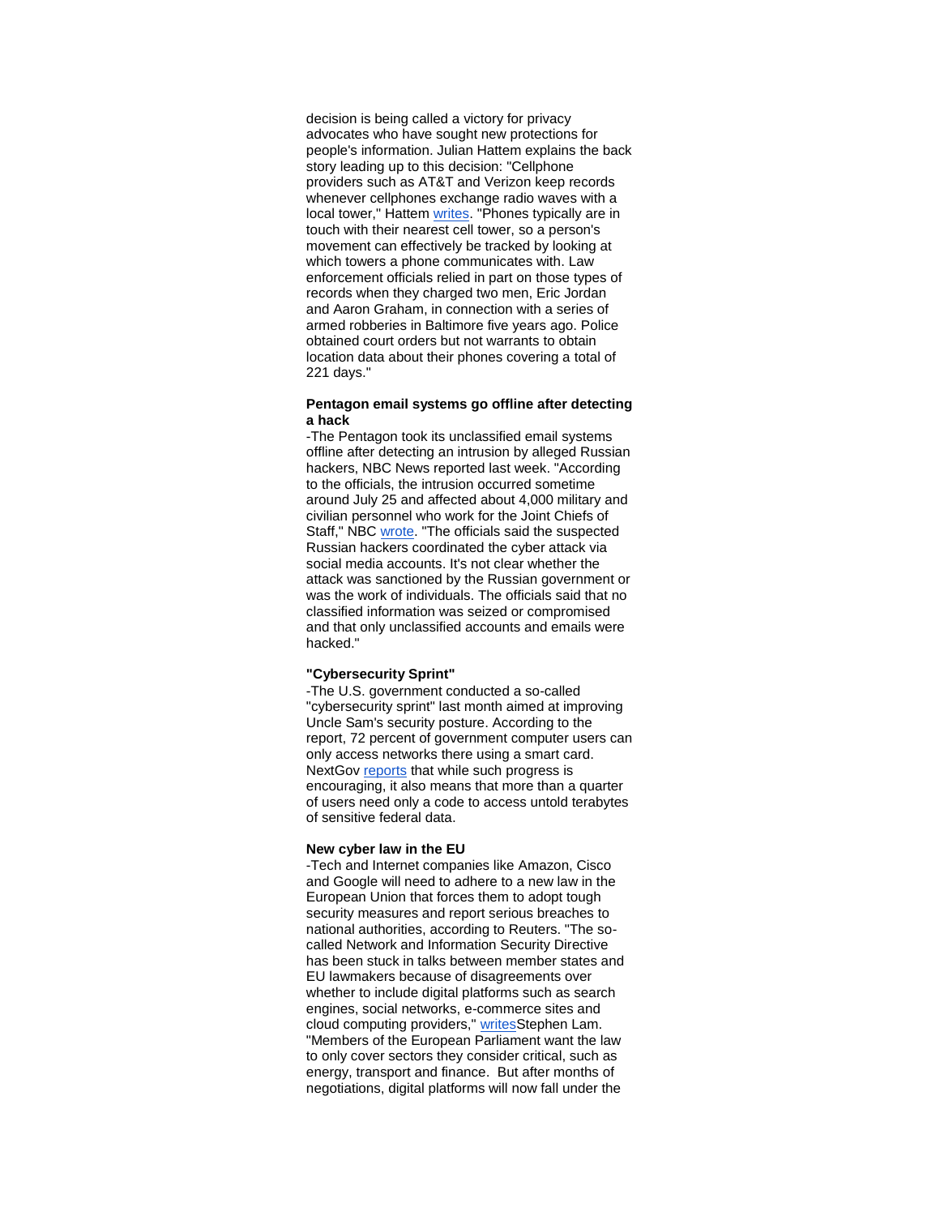decision is being called a victory for privacy advocates who have sought new protections for people's information. Julian Hattem explains the back story leading up to this decision: "Cellphone providers such as AT&T and Verizon keep records whenever cellphones exchange radio waves with a local tower," Hattem writes. "Phones typically are in touch with their nearest cell tower, so a person's movement can effectively be tracked by looking at which towers a phone communicates with. Law enforcement officials relied in part on those types of records when they charged two men, Eric Jordan and Aaron Graham, in connection with a series of armed robberies in Baltimore five years ago. Police obtained court orders but not warrants to obtain location data about their phones covering a total of 221 days."

**Pentagon email systems go offline after detecting a hack**

-The Pentagon took its unclassified email systems offline after detecting an intrusion by alleged Russian hackers, NBC News reported last week. "According to the officials, the intrusion occurred sometime around July 25 and affected about 4,000 military and civilian personnel who work for the Joint Chiefs of Staff," NBC wrote. "The officials said the suspected Russian hackers coordinated the cyber attack via social media accounts. It's not clear whether the attack was sanctioned by the Russian government or was the work of individuals. The officials said that no classified information was seized or compromised and that only unclassified accounts and emails were hacked."

**"Cybersecurity Sprint"**

-The U.S. government conducted a so-called "cybersecurity sprint" last month aimed at improving Uncle Sam's security posture. According to the report, 72 percent of government computer users can only access networks there using a smart card. NextGov reports that while such progress is encouraging, it also means that more than a quarter of users need only a code to access untold terabytes of sensitive federal data.

**New cyber law in the EU**

-Tech and Internet companies like Amazon, Cisco and Google will need to adhere to a new law in the European Union that forces them to adopt tough security measures and report serious breaches to national authorities, according to Reuters. "The so-called Network and Information Security Directive has been stuck in talks between member states and EU lawmakers because of disagreements over whether to include digital platforms such as search engines, social networks, e-commerce sites and cloud computing providers," writesStephen Lam. "Members of the European Parliament want the law to only cover sectors they consider critical, such as energy, transport and finance. But after months of negotiations, digital platforms will now fall under the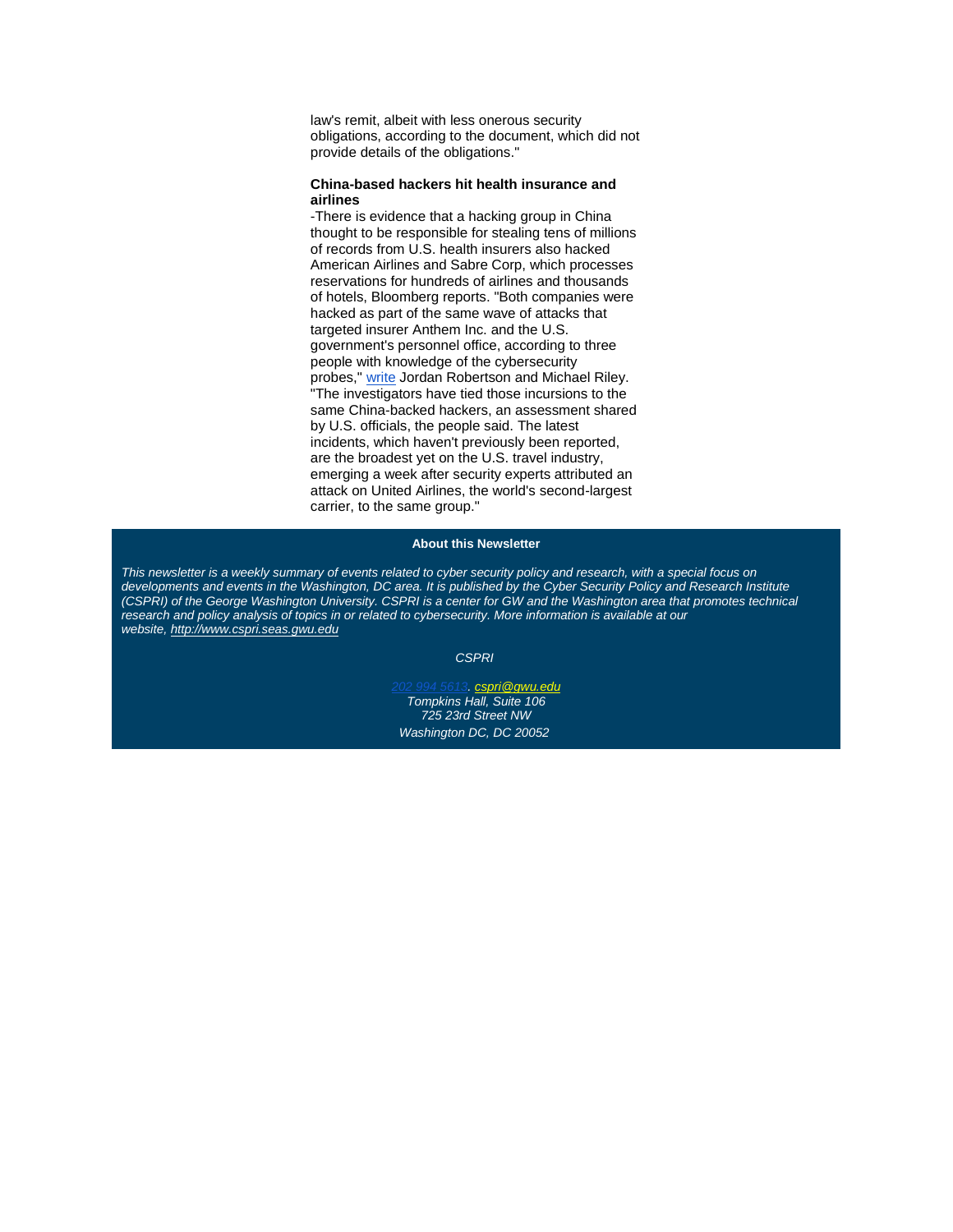law's remit, albeit with less onerous security obligations, according to the document, which did not provide details of the obligations."

**China-based hackers hit health insurance and airlines**

-There is evidence that a hacking group in China thought to be responsible for stealing tens of millions of records from U.S. health insurers also hacked American Airlines and Sabre Corp, which processes reservations for hundreds of airlines and thousands of hotels, Bloomberg reports. "Both companies were hacked as part of the same wave of attacks that targeted insurer Anthem Inc. and the U.S. government's personnel office, according to three people with knowledge of the cybersecurity probes," write Jordan Robertson and Michael Riley. "The investigators have tied those incursions to the same China-backed hackers, an assessment shared by U.S. officials, the people said. The latest incidents, which haven't previously been reported, are the broadest yet on the U.S. travel industry, emerging a week after security experts attributed an attack on United Airlines, the world's second-largest carrier, to the same group."

**About this Newsletter**

*This newsletter is a weekly summary of events related to cyber security policy and research, with a special focus on developments and events in the Washington, DC area. It is published by the Cyber Security Policy and Research Institute (CSPRI) of the George Washington University. CSPRI is a center for GW and the Washington area that promotes technical research and policy analysis of topics in or related to cybersecurity. More information is available at our website, http://www.cspri.seas.gwu.edu*

*CSPRI*

*202 994 5613, cspri@gwu.edu*
*Tompkins Hall, Suite 106*
*725 23rd Street NW*
*Washington DC, DC 20052*